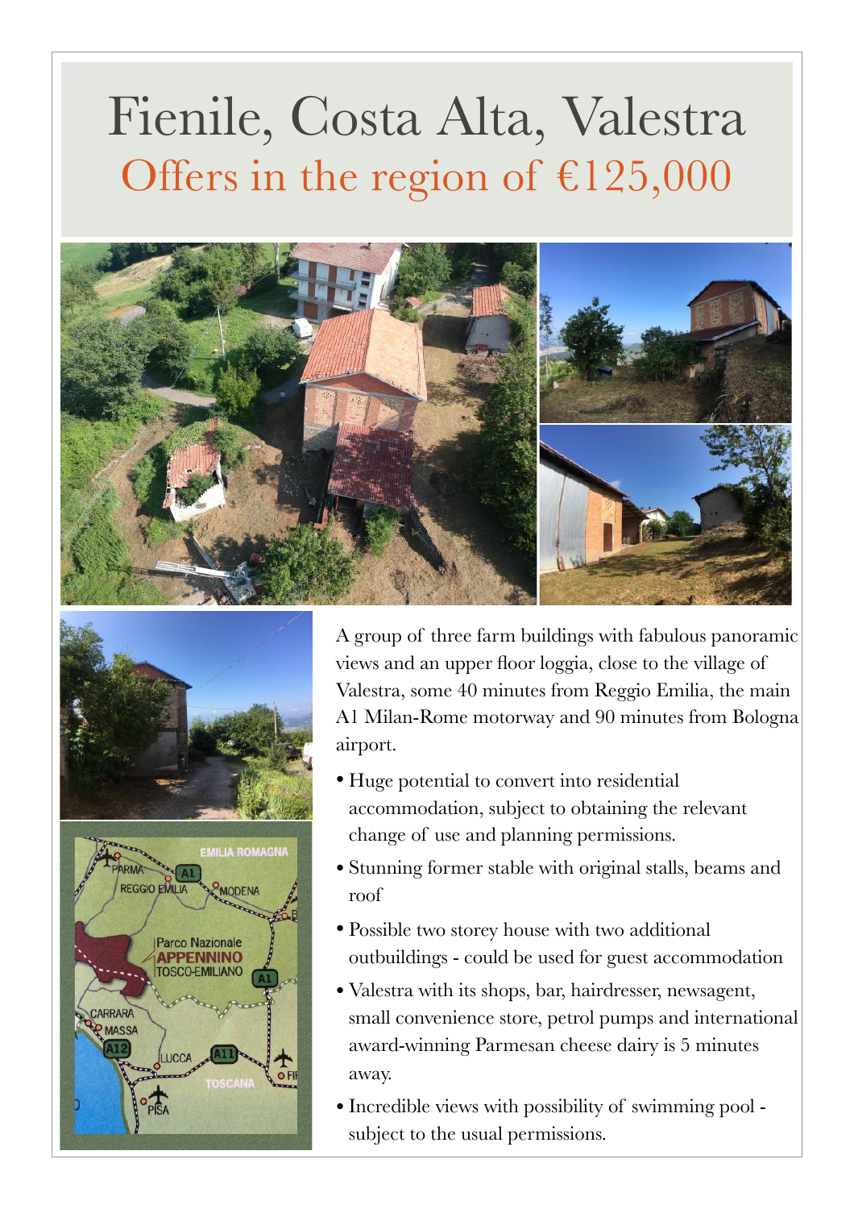# Fienile, Costa Alta, Valestra

## Offers in the region of €125,000

A group of three farm buildings with fabulous panoramic views and an upper floor loggia, close to the village of Valestra, some 40 minutes from Reggio Emilia, the main A1 Milan-Rome motorway and 90 minutes from Bologna airport.

- Huge potential to convert into residential accommodation, subject to obtaining the relevant change of use and planning permissions.
- Stunning former stable with original stalls, beams and roof
- Possible two storey house with two additional outbuildings - could be used for guest accommodation
- Valestra with its shops, bar, hairdresser, newsagent, small convenience store, petrol pumps and international award-winning Parmesan cheese dairy is 5 minutes away.
- Incredible views with possibility of swimming pool - subject to the usual permissions.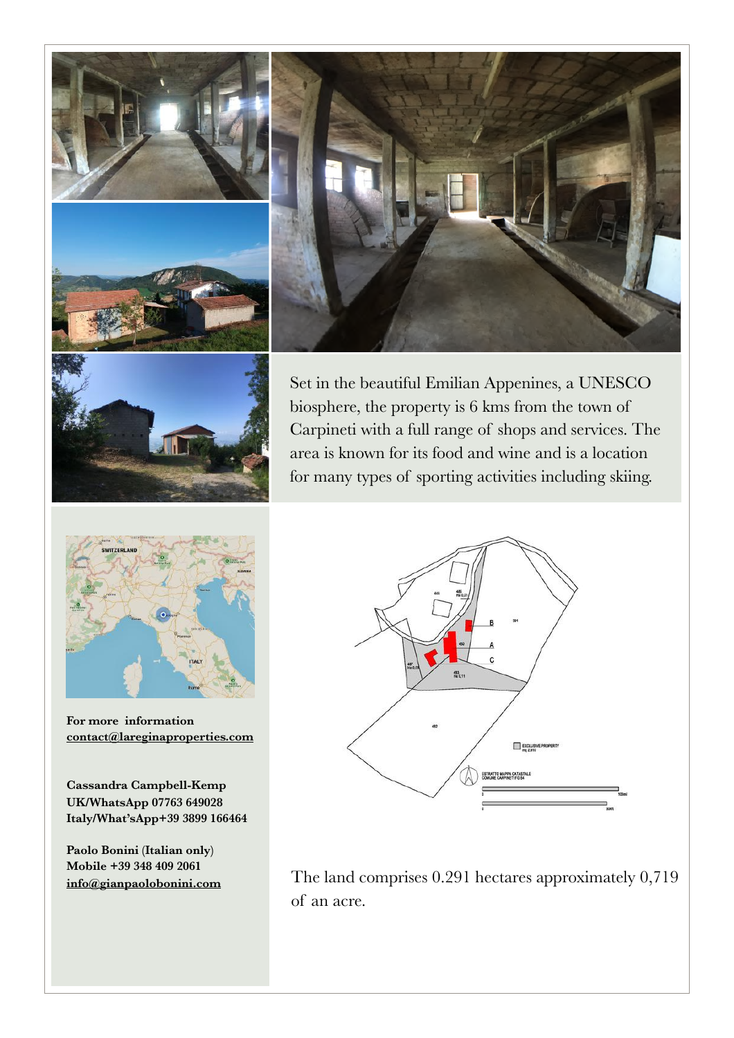Set in the beautiful Emilian Appenines, a UNESCO biosphere, the property is 6 kms from the town of Carpineti with a full range of shops and services. The area is known for its food and wine and is a location for many types of sporting activities including skiing.

**For more information**
**contact@lareginaproperties.com**

**Cassandra Campbell-Kemp**
**UK/WhatsApp 07763 649028**
**Italy/What'sApp+39 3899 166464**

**Paolo Bonini (Italian only)**
**Mobile +39 348 409 2061**
**info@gianpaolobonini.com**

The land comprises 0.291 hectares approximately 0,719 of an acre.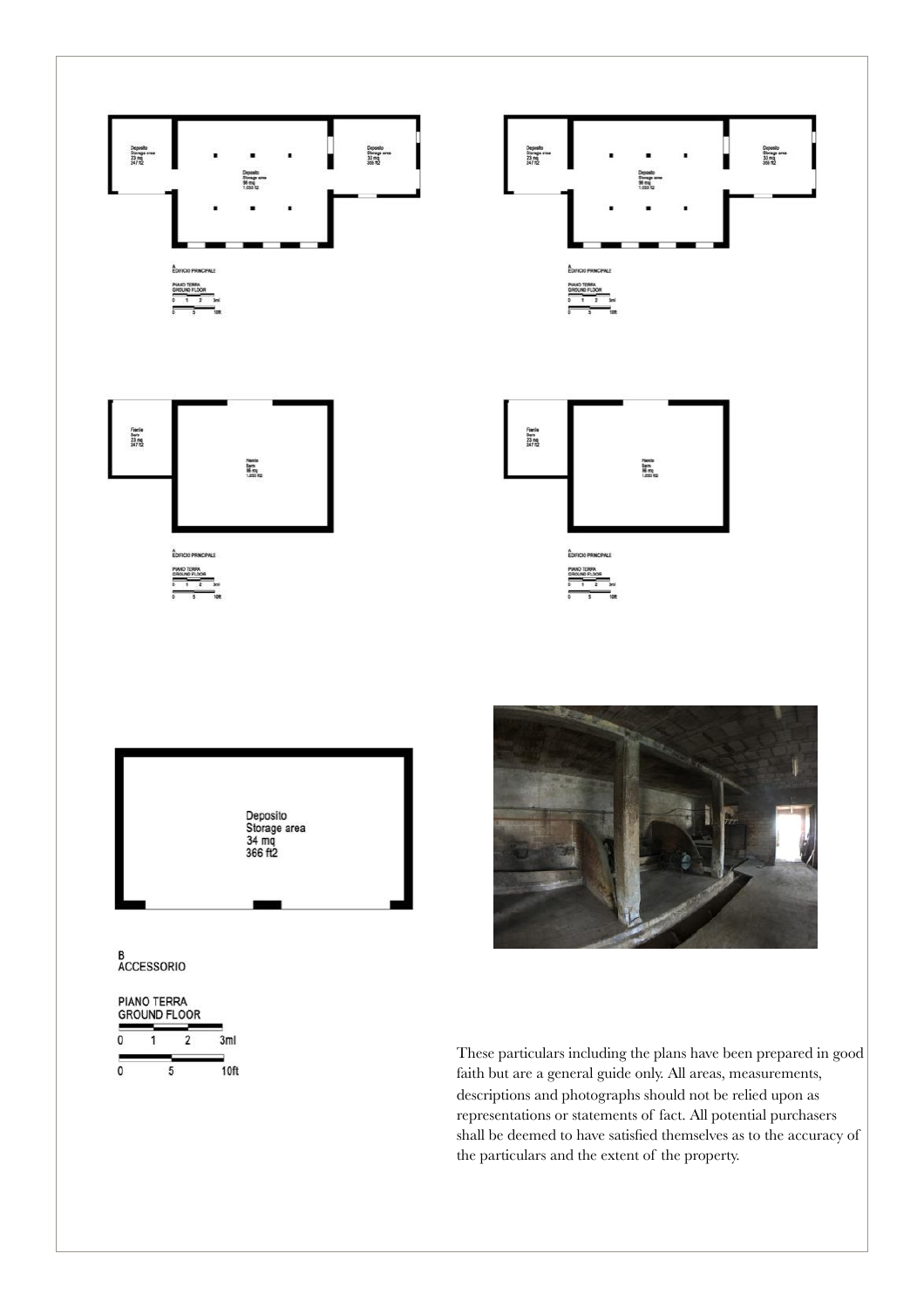Deposito
Storage area
23 mq
247 ft2

Deposito
Storage area
96 mq
1.033 ft2

Deposito
Storage area
33 mq
355 ft2

A
EDIFICIO PRINCIPALE

PIANO TERRA
GROUND FLOOR

0 1 2 3ml

0 5 10ft

Deposito
Storage area
23 mq
247 ft2

Deposito
Storage area
96 mq
1.033 ft2

Deposito
Storage area
33 mq
355 ft2

A
EDIFICIO PRINCIPALE

PIANO TERRA
GROUND FLOOR

0 1 2 3ml

0 5 10ft

Fienile
Barn
23 mq
247 ft2

Fienile
Barn
95 mq
1.050 ft2

A
EDIFICIO PRINCIPALE

PIANO TERRA
GROUND FLOOR

0 1 2 3ml

0 5 10ft

Fienile
Barn
23 mq
247 ft2

Fienile
Barn
95 mq
1.050 ft2

A
EDIFICIO PRINCIPALE

PIANO TERRA
GROUND FLOOR

0 1 2 3ml

0 5 10ft

Deposito
Storage area
34 mq
366 ft2

B
ACCESSORIO

PIANO TERRA
GROUND FLOOR

0 1 2 3ml

0 5 10ft

These particulars including the plans have been prepared in good faith but are a general guide only. All areas, measurements, descriptions and photographs should not be relied upon as representations or statements of fact. All potential purchasers shall be deemed to have satisfied themselves as to the accuracy of the particulars and the extent of the property.